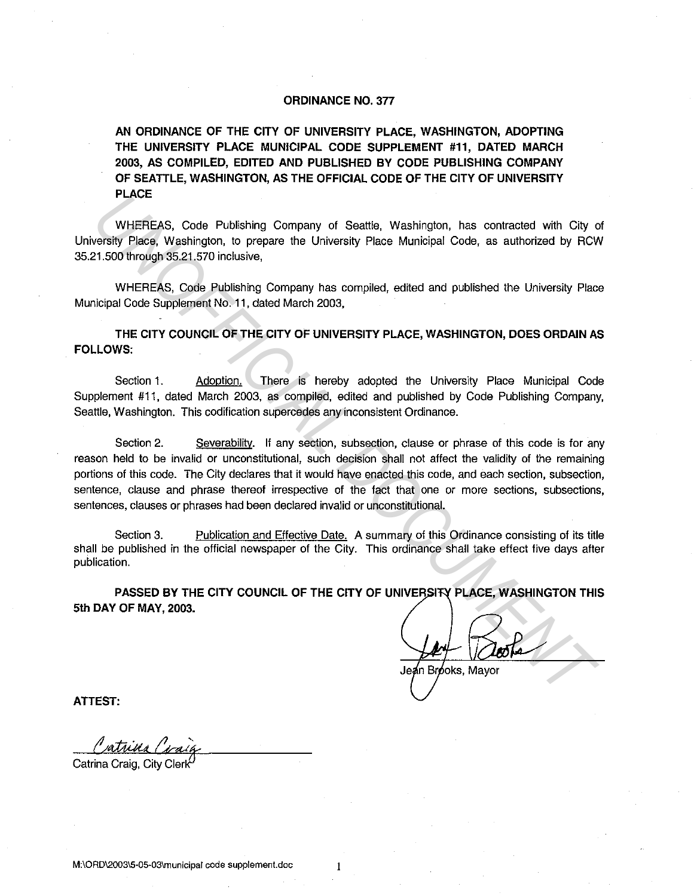# ORDINANCE NO. 377

**AN ORDINANCE OF THE CITY OF UNIVERSITY PLACE, WASHINGTON, ADOPTING THE UNIVERSITY PLACE MUNICIPAL CODE SUPPLEMENT #11, DATED MARCH 2003, AS COMPILED, EDITED AND PUBLISHED BY CODE PUBLISHING COMPANY OF SEATTLE, WASHINGTON, AS THE OFFICIAL CODE OF THE CITY OF UNIVERSITY PLACE**

WHEREAS, Code Publishing Company of Seattle, Washington, has contracted with City of University Place, Washington, to prepare the University Place Municipal Code, as authorized by RCW 35.21.500 through 35.21.570 inclusive,

WHEREAS, Code Publishing Company has compiled, edited and published the University Place Municipal Code Supplement No. 11, dated March 2003,

**THE CITY COUNCIL OF THE CITY OF UNIVERSITY PLACE, WASHINGTON, DOES ORDAIN AS FOLLOWS:**

Section 1. Adoption. There is hereby adopted the University Place Municipal Code Supplement #11, dated March 2003, as compiled, edited and published by Code Publishing Company, Seattle, Washington. This codification supercedes any inconsistent Ordinance.

Section 2. Severability. If any section, subsection, clause or phrase of this code is for any reason held to be invalid or unconstitutional, such decision shall not affect the validity of the remaining portions of this code. The City declares that it would have enacted this code, and each section, subsection, sentence, clause and phrase thereof irrespective of the fact that one or more sections, subsections, sentences, clauses or phrases had been declared invalid or unconstitutional.

Section 3. Publication and Effective Date. A summary of this Ordinance consisting of its title shall be published in the official newspaper of the City. This ordinance shall take effect five days after publication.

**PASSED BY THE CITY COUNCIL OF THE CITY OF UNIVERSITY PLACE, WASHINGTON THIS 5th DAY OF MAY, 2003.**

Jean Brooks, Mayor

**ATTEST:**

Catrina Craig, City Clerk

M:\ORD\2003\5-05-03\municipal code supplement.doc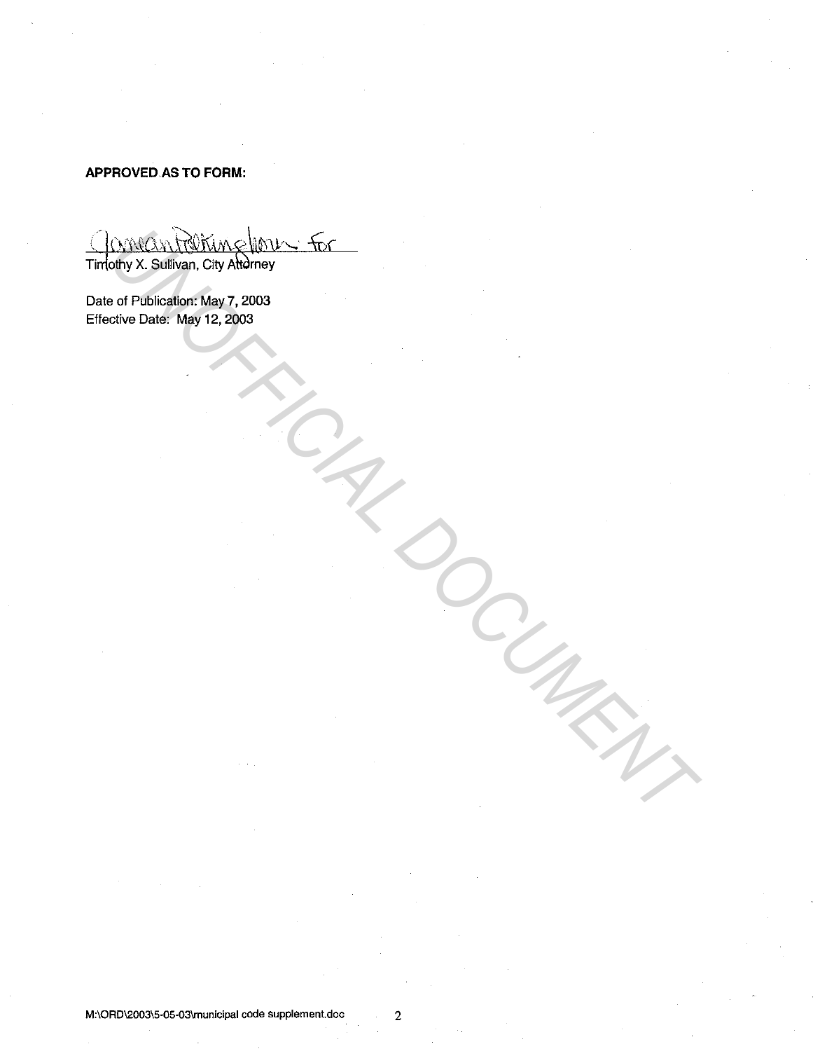**APPROVED AS TO FORM:**

Jamean Pilkington for
Timothy X. Sullivan, City Attorney

Date of Publication: May 7, 2003
Effective Date: May 12, 2003

M:\ORD\2003\5-05-03\municipal code supplement.doc